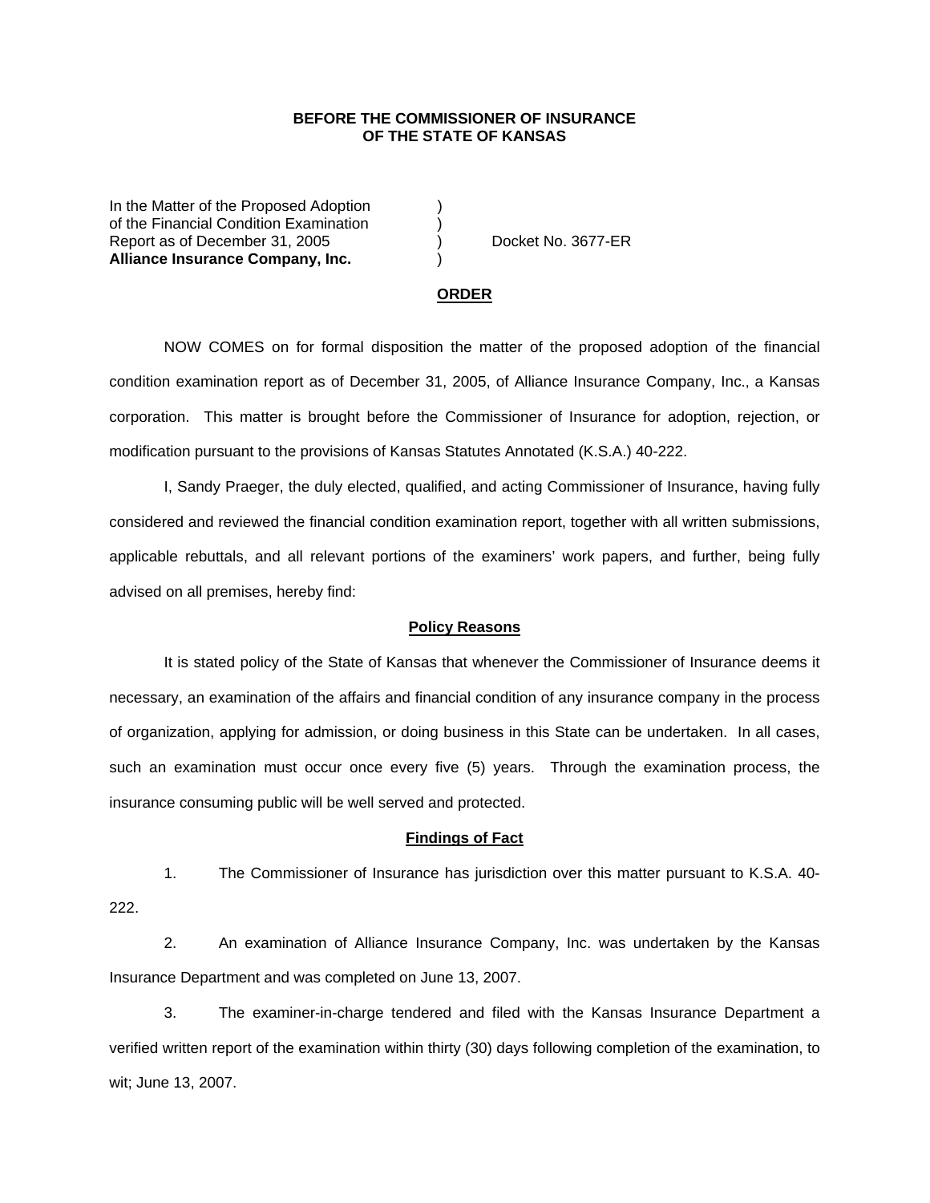**BEFORE THE COMMISSIONER OF INSURANCE**
**OF THE STATE OF KANSAS**

In the Matter of the Proposed Adoption )
of the Financial Condition Examination )
Report as of December 31, 2005 ) Docket No. 3677-ER
**Alliance Insurance Company, Inc.** )

**ORDER**

NOW COMES on for formal disposition the matter of the proposed adoption of the financial condition examination report as of December 31, 2005, of Alliance Insurance Company, Inc., a Kansas corporation. This matter is brought before the Commissioner of Insurance for adoption, rejection, or modification pursuant to the provisions of Kansas Statutes Annotated (K.S.A.) 40-222.

I, Sandy Praeger, the duly elected, qualified, and acting Commissioner of Insurance, having fully considered and reviewed the financial condition examination report, together with all written submissions, applicable rebuttals, and all relevant portions of the examiners' work papers, and further, being fully advised on all premises, hereby find:

**Policy Reasons**

It is stated policy of the State of Kansas that whenever the Commissioner of Insurance deems it necessary, an examination of the affairs and financial condition of any insurance company in the process of organization, applying for admission, or doing business in this State can be undertaken. In all cases, such an examination must occur once every five (5) years. Through the examination process, the insurance consuming public will be well served and protected.

**Findings of Fact**

1. The Commissioner of Insurance has jurisdiction over this matter pursuant to K.S.A. 40-222.

2. An examination of Alliance Insurance Company, Inc. was undertaken by the Kansas Insurance Department and was completed on June 13, 2007.

3. The examiner-in-charge tendered and filed with the Kansas Insurance Department a verified written report of the examination within thirty (30) days following completion of the examination, to wit; June 13, 2007.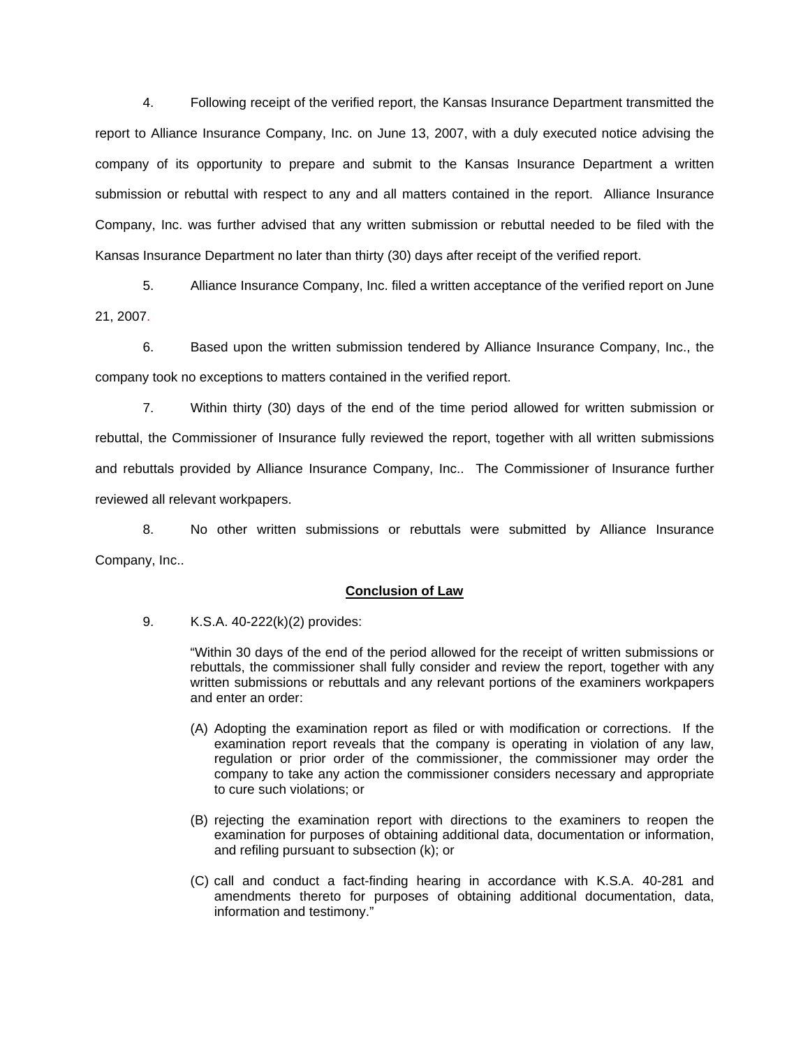4. Following receipt of the verified report, the Kansas Insurance Department transmitted the report to Alliance Insurance Company, Inc. on June 13, 2007, with a duly executed notice advising the company of its opportunity to prepare and submit to the Kansas Insurance Department a written submission or rebuttal with respect to any and all matters contained in the report. Alliance Insurance Company, Inc. was further advised that any written submission or rebuttal needed to be filed with the Kansas Insurance Department no later than thirty (30) days after receipt of the verified report.

5. Alliance Insurance Company, Inc. filed a written acceptance of the verified report on June 21, 2007.

6. Based upon the written submission tendered by Alliance Insurance Company, Inc., the company took no exceptions to matters contained in the verified report.

7. Within thirty (30) days of the end of the time period allowed for written submission or rebuttal, the Commissioner of Insurance fully reviewed the report, together with all written submissions and rebuttals provided by Alliance Insurance Company, Inc.. The Commissioner of Insurance further reviewed all relevant workpapers.

8. No other written submissions or rebuttals were submitted by Alliance Insurance Company, Inc..

**Conclusion of Law**

9. K.S.A. 40-222(k)(2) provides:

> "Within 30 days of the end of the period allowed for the receipt of written submissions or rebuttals, the commissioner shall fully consider and review the report, together with any written submissions or rebuttals and any relevant portions of the examiners workpapers and enter an order:
>
> (A) Adopting the examination report as filed or with modification or corrections. If the examination report reveals that the company is operating in violation of any law, regulation or prior order of the commissioner, the commissioner may order the company to take any action the commissioner considers necessary and appropriate to cure such violations; or
>
> (B) rejecting the examination report with directions to the examiners to reopen the examination for purposes of obtaining additional data, documentation or information, and refiling pursuant to subsection (k); or
>
> (C) call and conduct a fact-finding hearing in accordance with K.S.A. 40-281 and amendments thereto for purposes of obtaining additional documentation, data, information and testimony."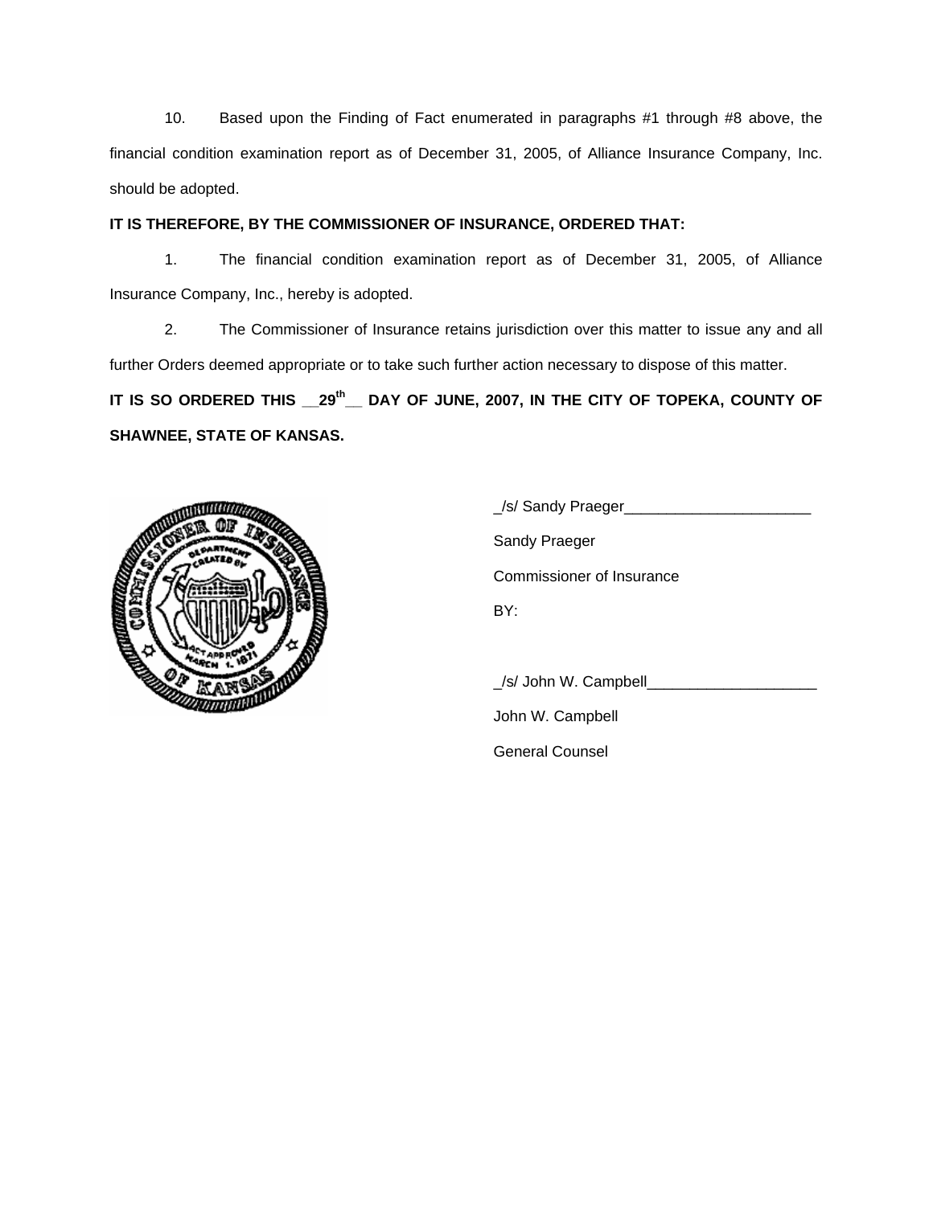10. Based upon the Finding of Fact enumerated in paragraphs #1 through #8 above, the financial condition examination report as of December 31, 2005, of Alliance Insurance Company, Inc. should be adopted.

**IT IS THEREFORE, BY THE COMMISSIONER OF INSURANCE, ORDERED THAT:**

1. The financial condition examination report as of December 31, 2005, of Alliance Insurance Company, Inc., hereby is adopted.

2. The Commissioner of Insurance retains jurisdiction over this matter to issue any and all further Orders deemed appropriate or to take such further action necessary to dispose of this matter.

**IT IS SO ORDERED THIS __29th__ DAY OF JUNE, 2007, IN THE CITY OF TOPEKA, COUNTY OF SHAWNEE, STATE OF KANSAS.**

_/s/ Sandy Praeger______________________

Sandy Praeger

Commissioner of Insurance

BY:

_/s/ John W. Campbell____________________

John W. Campbell

General Counsel